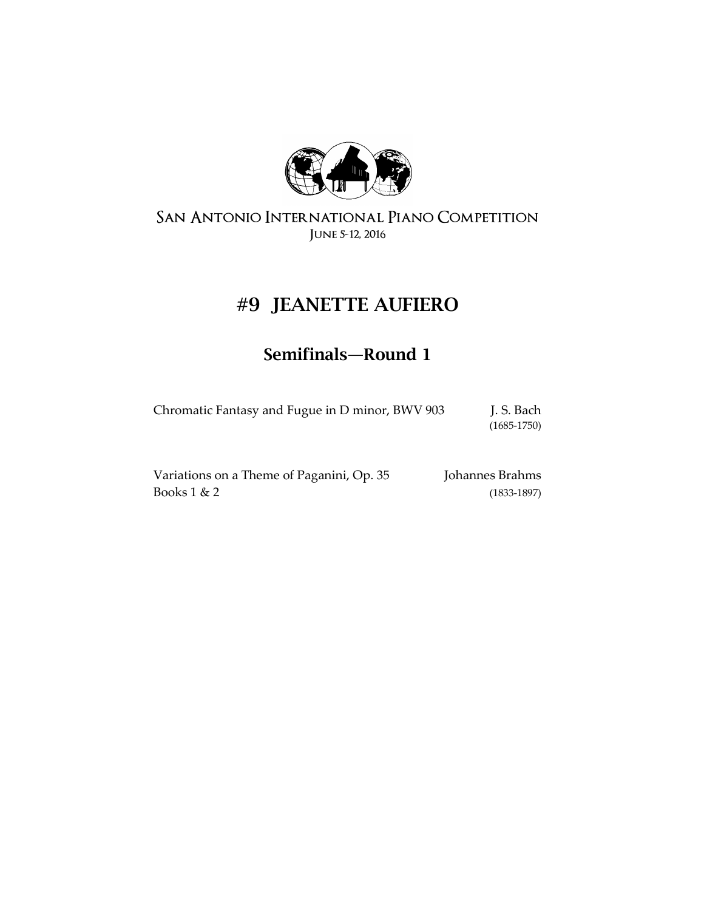San Antonio International Piano Competition
June 5-12, 2016

# #9 JEANETTE AUFIERO

## Semifinals—Round 1

Chromatic Fantasy and Fugue in D minor, BWV 903 — J. S. Bach (1685-1750)

Variations on a Theme of Paganini, Op. 35
Books 1 & 2 — Johannes Brahms (1833-1897)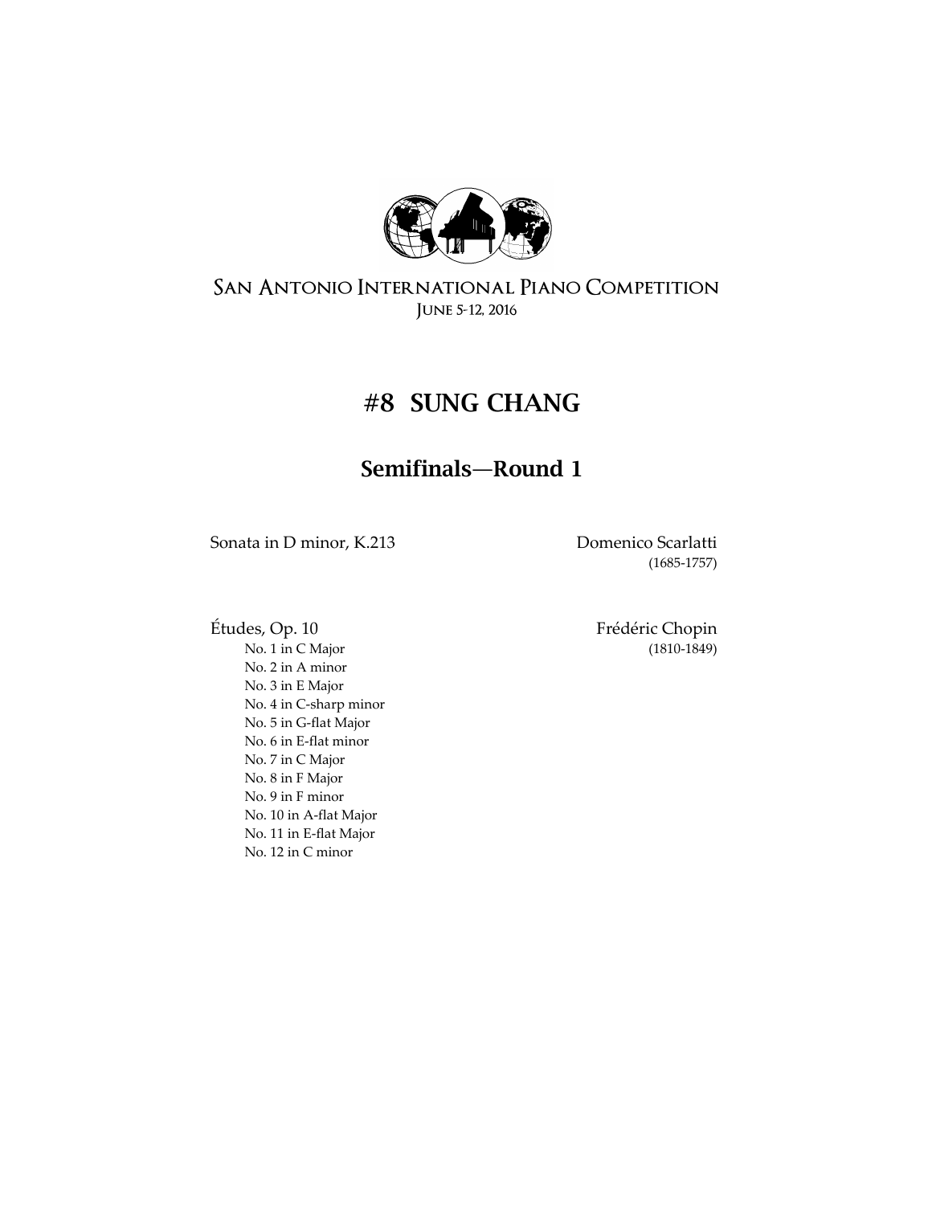San Antonio International Piano Competition
June 5-12, 2016

# #8 SUNG CHANG

## Semifinals—Round 1

Sonata in D minor, K.213 — Domenico Scarlatti (1685-1757)

Études, Op. 10 — Frédéric Chopin (1810-1849)

- No. 1 in C Major
- No. 2 in A minor
- No. 3 in E Major
- No. 4 in C-sharp minor
- No. 5 in G-flat Major
- No. 6 in E-flat minor
- No. 7 in C Major
- No. 8 in F Major
- No. 9 in F minor
- No. 10 in A-flat Major
- No. 11 in E-flat Major
- No. 12 in C minor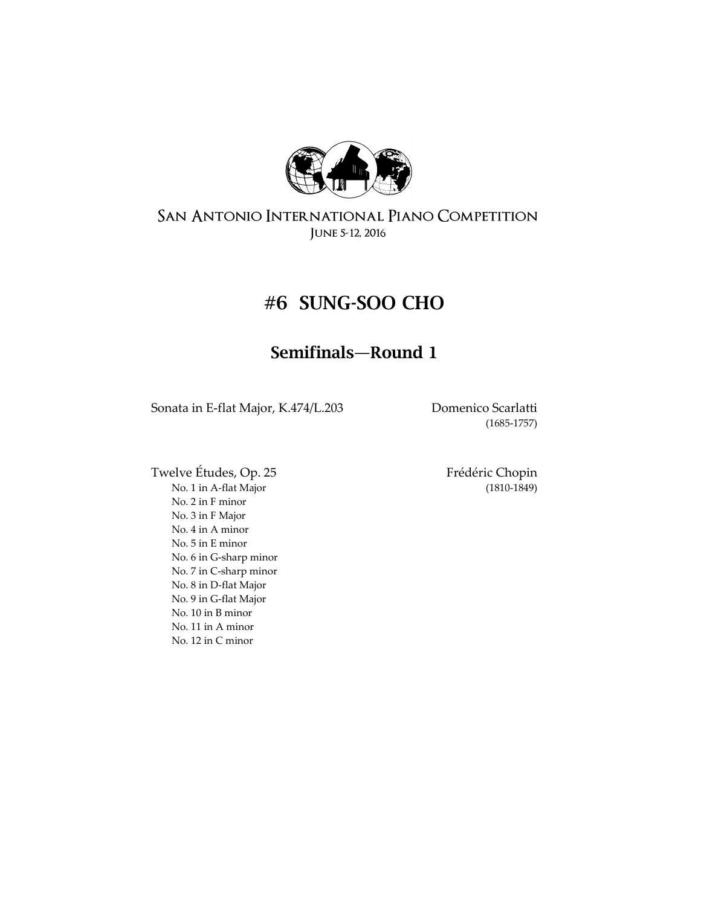San Antonio International Piano Competition
June 5-12, 2016

# #6 SUNG-SOO CHO

## Semifinals—Round 1

Sonata in E-flat Major, K.474/L.203 — Domenico Scarlatti (1685-1757)

Twelve Études, Op. 25 — Frédéric Chopin (1810-1849)

- No. 1 in A-flat Major
- No. 2 in F minor
- No. 3 in F Major
- No. 4 in A minor
- No. 5 in E minor
- No. 6 in G-sharp minor
- No. 7 in C-sharp minor
- No. 8 in D-flat Major
- No. 9 in G-flat Major
- No. 10 in B minor
- No. 11 in A minor
- No. 12 in C minor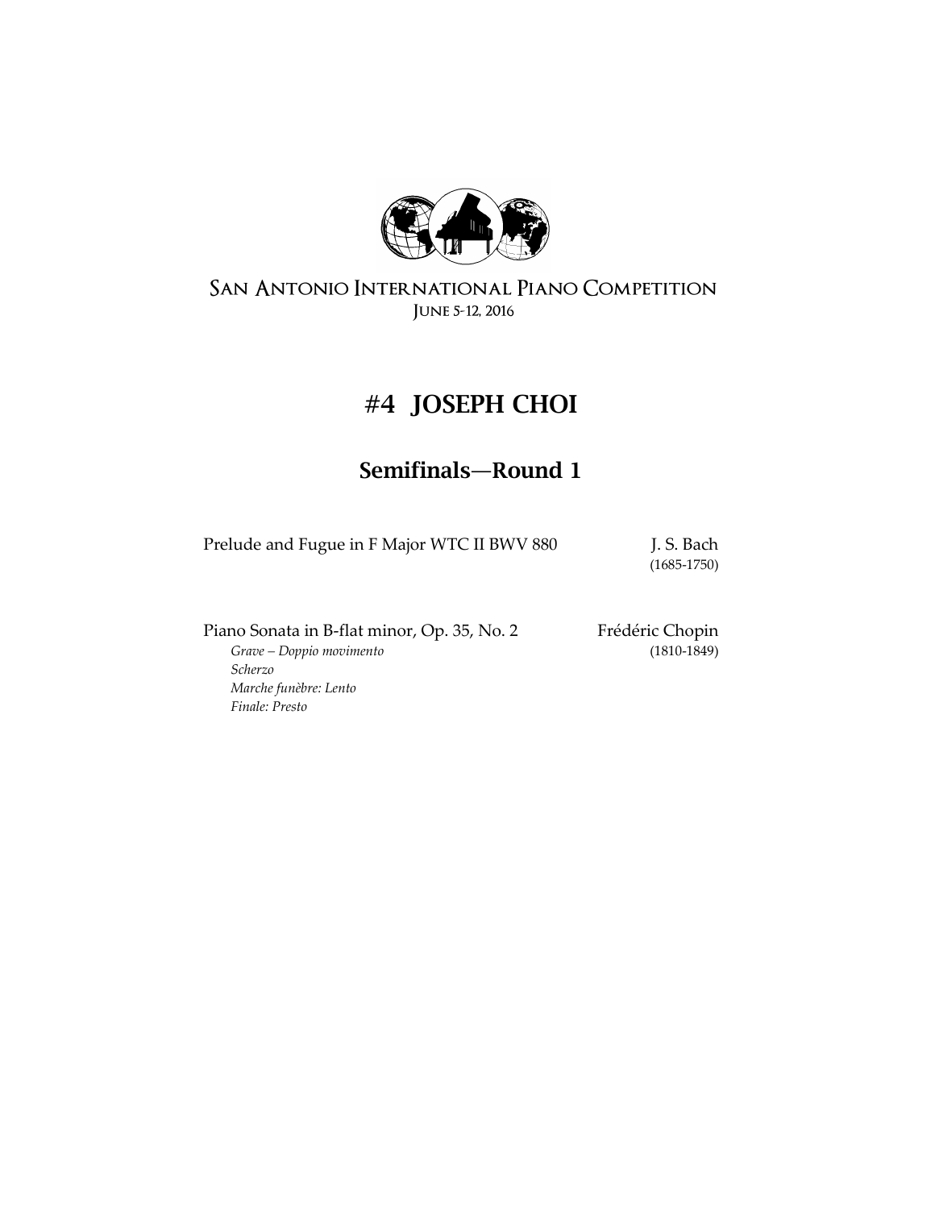San Antonio International Piano Competition
June 5-12, 2016

# #4 JOSEPH CHOI

## Semifinals—Round 1

Prelude and Fugue in F Major WTC II BWV 880 — J. S. Bach (1685-1750)

Piano Sonata in B-flat minor, Op. 35, No. 2 — Frédéric Chopin (1810-1849)

*Grave – Doppio movimento*
*Scherzo*
*Marche funèbre: Lento*
*Finale: Presto*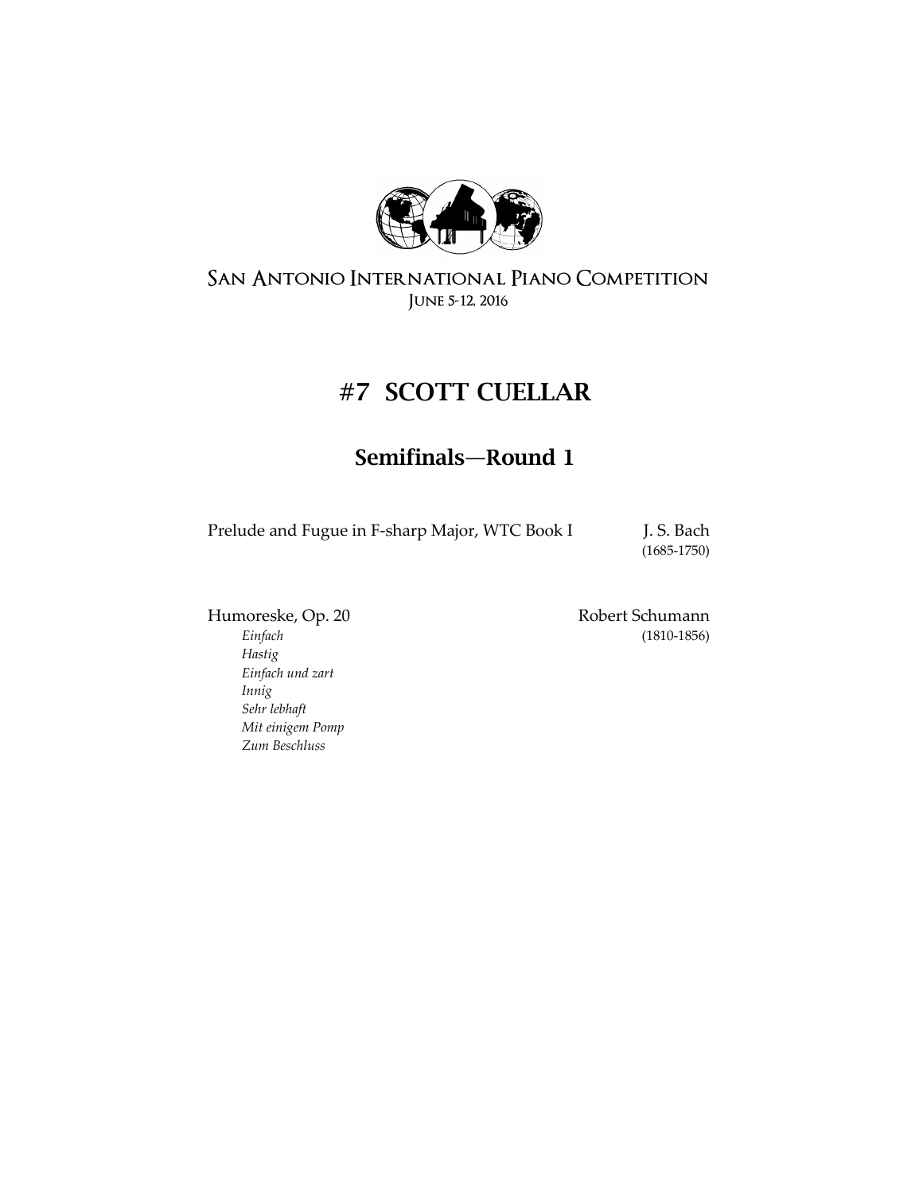San Antonio International Piano Competition

June 5-12, 2016

# #7 SCOTT CUELLAR

## Semifinals—Round 1

Prelude and Fugue in F-sharp Major, WTC Book I — J. S. Bach (1685-1750)

Humoreske, Op. 20 — Robert Schumann (1810-1856)

*Einfach*
*Hastig*
*Einfach und zart*
*Innig*
*Sehr lebhaft*
*Mit einigem Pomp*
*Zum Beschluss*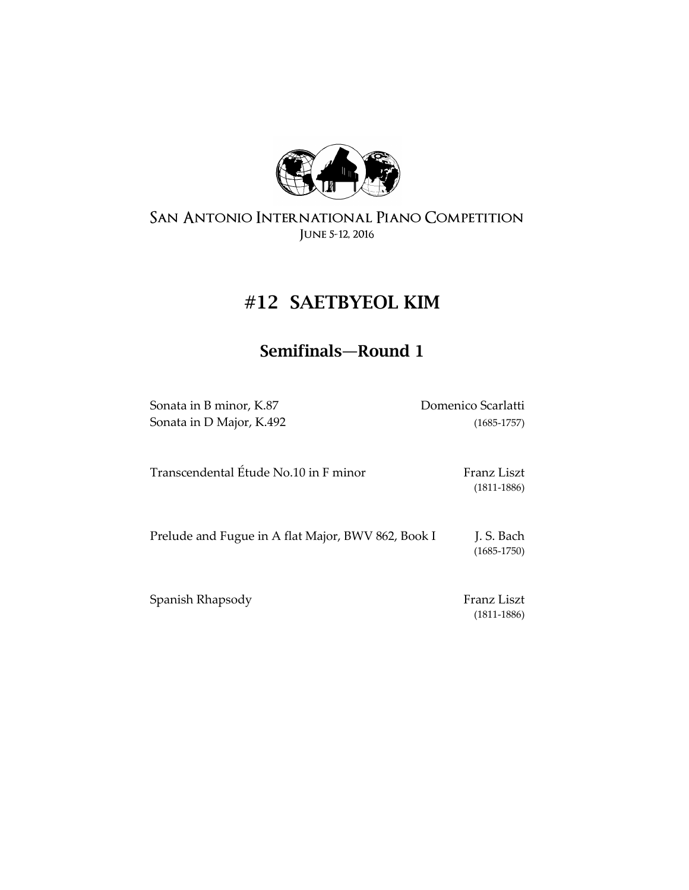San Antonio International Piano Competition

June 5-12, 2016

# #12 SAETBYEOL KIM

## Semifinals—Round 1

| | |
|---|---|
| Sonata in B minor, K.87 | Domenico Scarlatti |
| Sonata in D Major, K.492 | (1685-1757) |
| Transcendental Étude No.10 in F minor | Franz Liszt (1811-1886) |
| Prelude and Fugue in A flat Major, BWV 862, Book I | J. S. Bach (1685-1750) |
| Spanish Rhapsody | Franz Liszt (1811-1886) |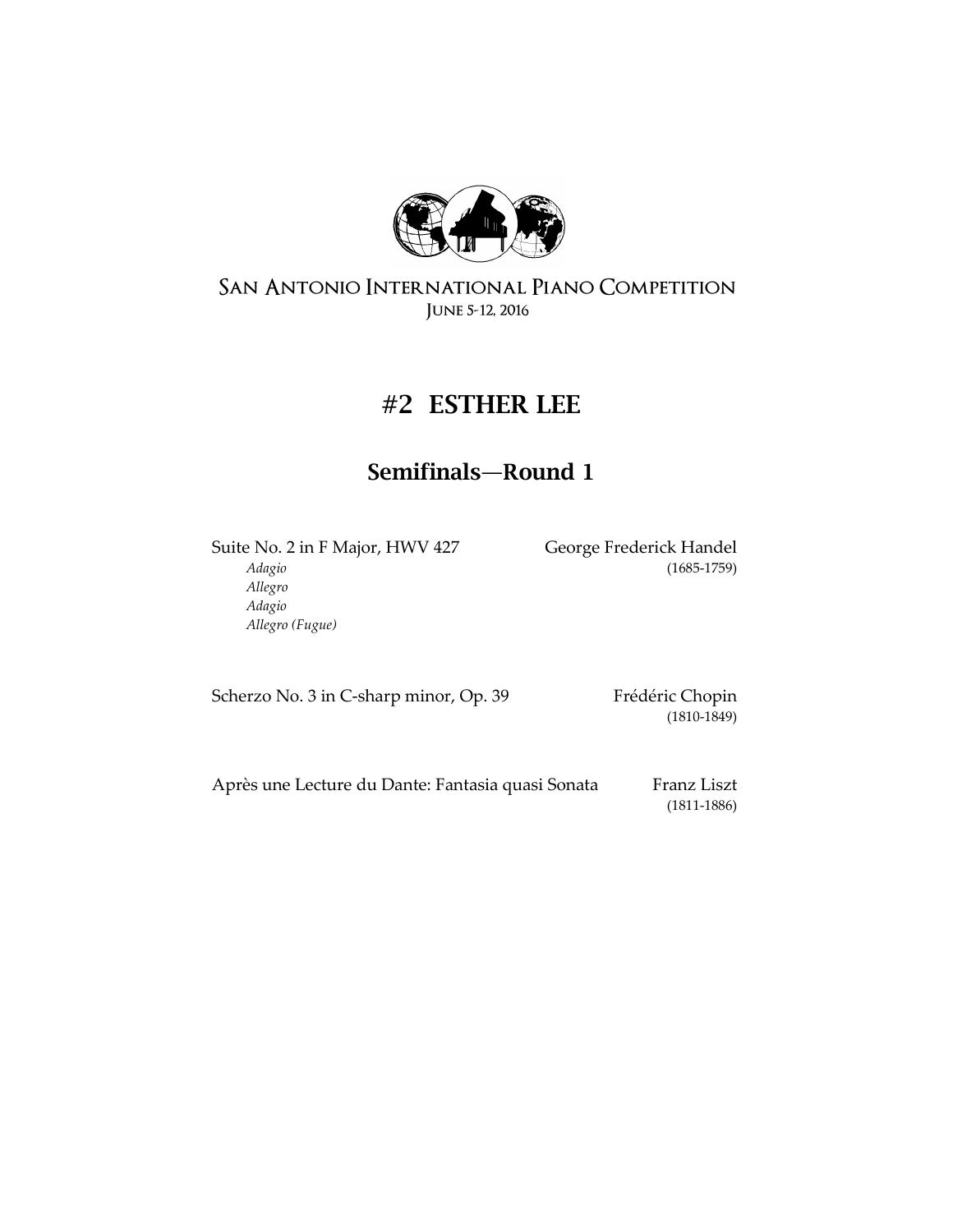San Antonio International Piano Competition
June 5-12, 2016

# #2 ESTHER LEE

## Semifinals—Round 1

Suite No. 2 in F Major, HWV 427 — George Frederick Handel (1685-1759)

*Adagio*
*Allegro*
*Adagio*
*Allegro (Fugue)*

Scherzo No. 3 in C-sharp minor, Op. 39 — Frédéric Chopin (1810-1849)

Après une Lecture du Dante: Fantasia quasi Sonata — Franz Liszt (1811-1886)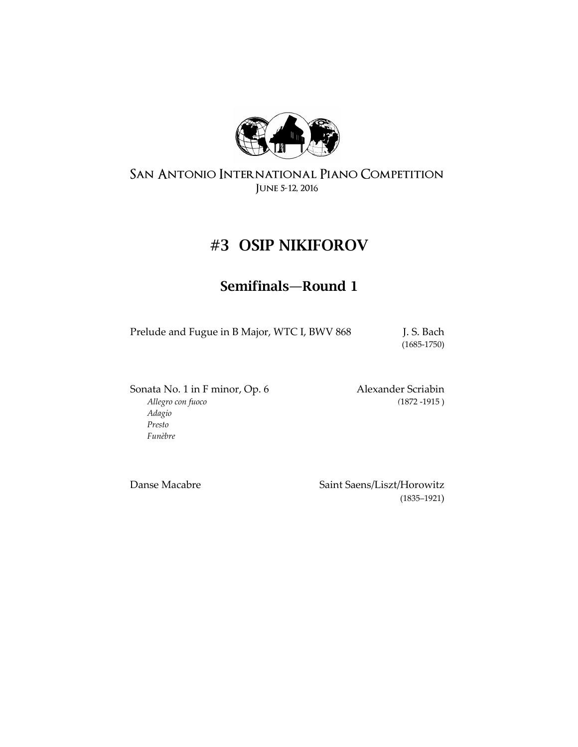SAN ANTONIO INTERNATIONAL PIANO COMPETITION
JUNE 5-12, 2016

# #3 OSIP NIKIFOROV

## Semifinals—Round 1

Prelude and Fugue in B Major, WTC I, BWV 868 — J. S. Bach
(1685-1750)

Sonata No. 1 in F minor, Op. 6 — Alexander Scriabin
(1872 -1915 )

*Allegro con fuoco*
*Adagio*
*Presto*
*Funèbre*

Danse Macabre — Saint Saens/Liszt/Horowitz
(1835–1921)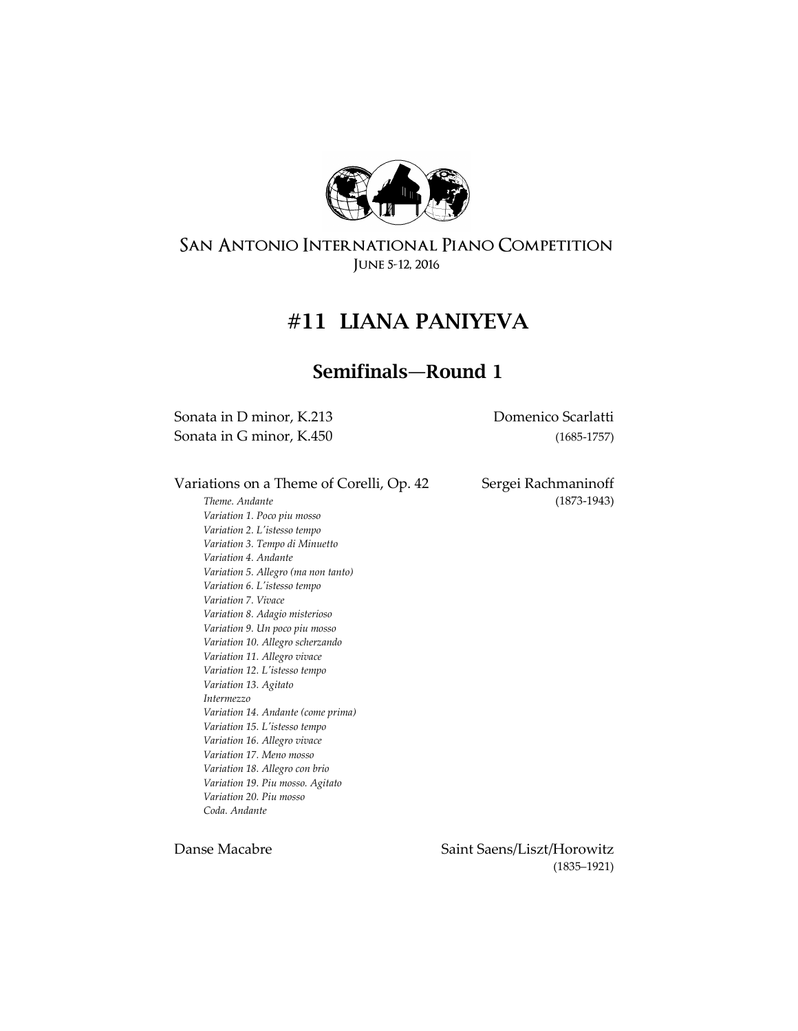San Antonio International Piano Competition
June 5-12, 2016

# #11 LIANA PANIYEVA

## Semifinals—Round 1

Sonata in D minor, K.213 — Domenico Scarlatti
Sonata in G minor, K.450 — (1685-1757)

Variations on a Theme of Corelli, Op. 42 — Sergei Rachmaninoff (1873-1943)

*Theme. Andante*
*Variation 1. Poco piu mosso*
*Variation 2. L'istesso tempo*
*Variation 3. Tempo di Minuetto*
*Variation 4. Andante*
*Variation 5. Allegro (ma non tanto)*
*Variation 6. L'istesso tempo*
*Variation 7. Vivace*
*Variation 8. Adagio misterioso*
*Variation 9. Un poco piu mosso*
*Variation 10. Allegro scherzando*
*Variation 11. Allegro vivace*
*Variation 12. L'istesso tempo*
*Variation 13. Agitato*
*Intermezzo*
*Variation 14. Andante (come prima)*
*Variation 15. L'istesso tempo*
*Variation 16. Allegro vivace*
*Variation 17. Meno mosso*
*Variation 18. Allegro con brio*
*Variation 19. Piu mosso. Agitato*
*Variation 20. Piu mosso*
*Coda. Andante*

Danse Macabre — Saint Saens/Liszt/Horowitz (1835–1921)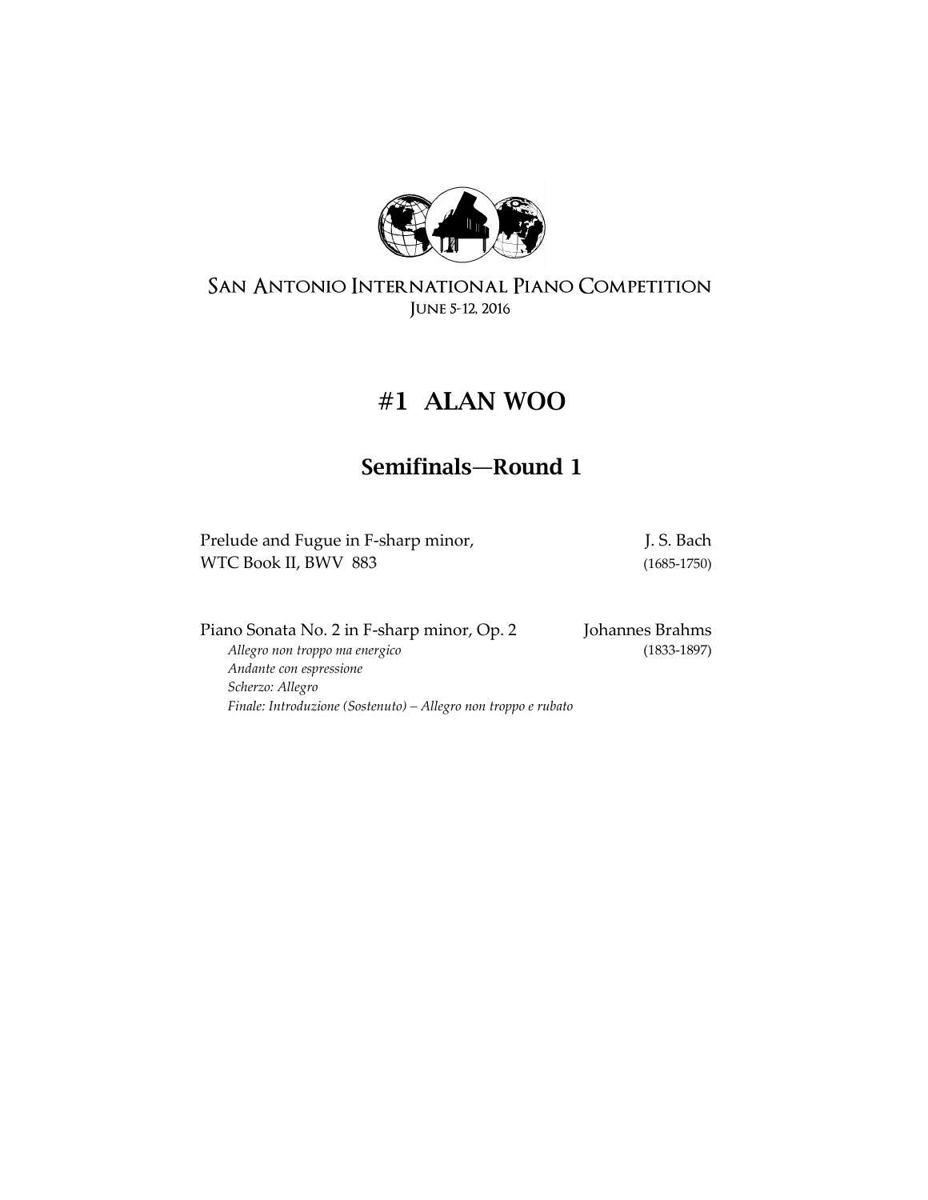San Antonio International Piano Competition
June 5-12, 2016

# #1 ALAN WOO

## Semifinals—Round 1

Prelude and Fugue in F-sharp minor, WTC Book II, BWV 883 — J. S. Bach (1685-1750)

Piano Sonata No. 2 in F-sharp minor, Op. 2 — Johannes Brahms (1833-1897)

*Allegro non troppo ma energico*
*Andante con espressione*
*Scherzo: Allegro*
*Finale: Introduzione (Sostenuto) – Allegro non troppo e rubato*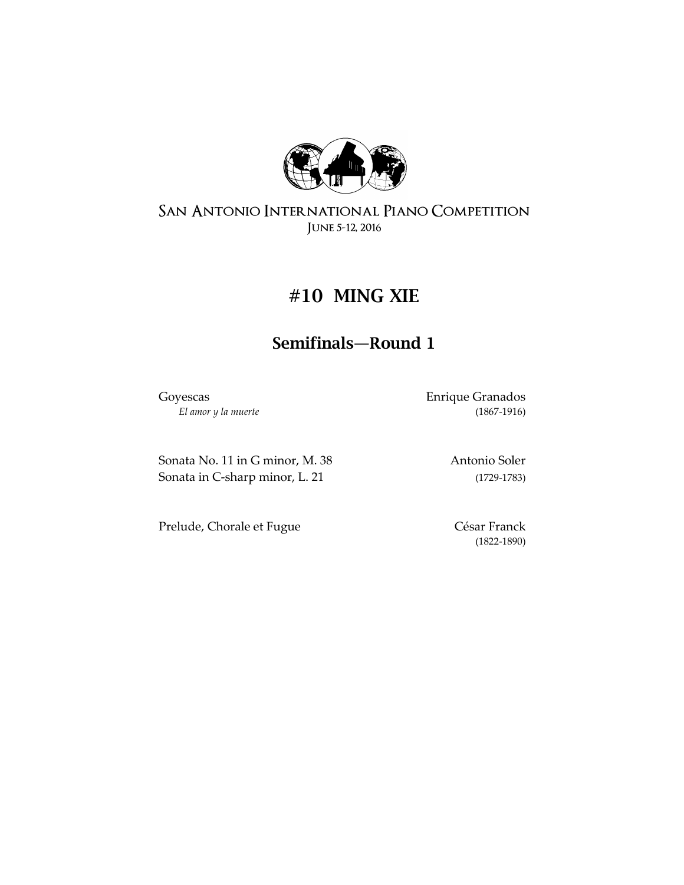San Antonio International Piano Competition

June 5-12, 2016

# #10 MING XIE

## Semifinals—Round 1

Goyescas — Enrique Granados

*El amor y la muerte* — (1867-1916)

Sonata No. 11 in G minor, M. 38 — Antonio Soler

Sonata in C-sharp minor, L. 21 — (1729-1783)

Prelude, Chorale et Fugue — César Franck

(1822-1890)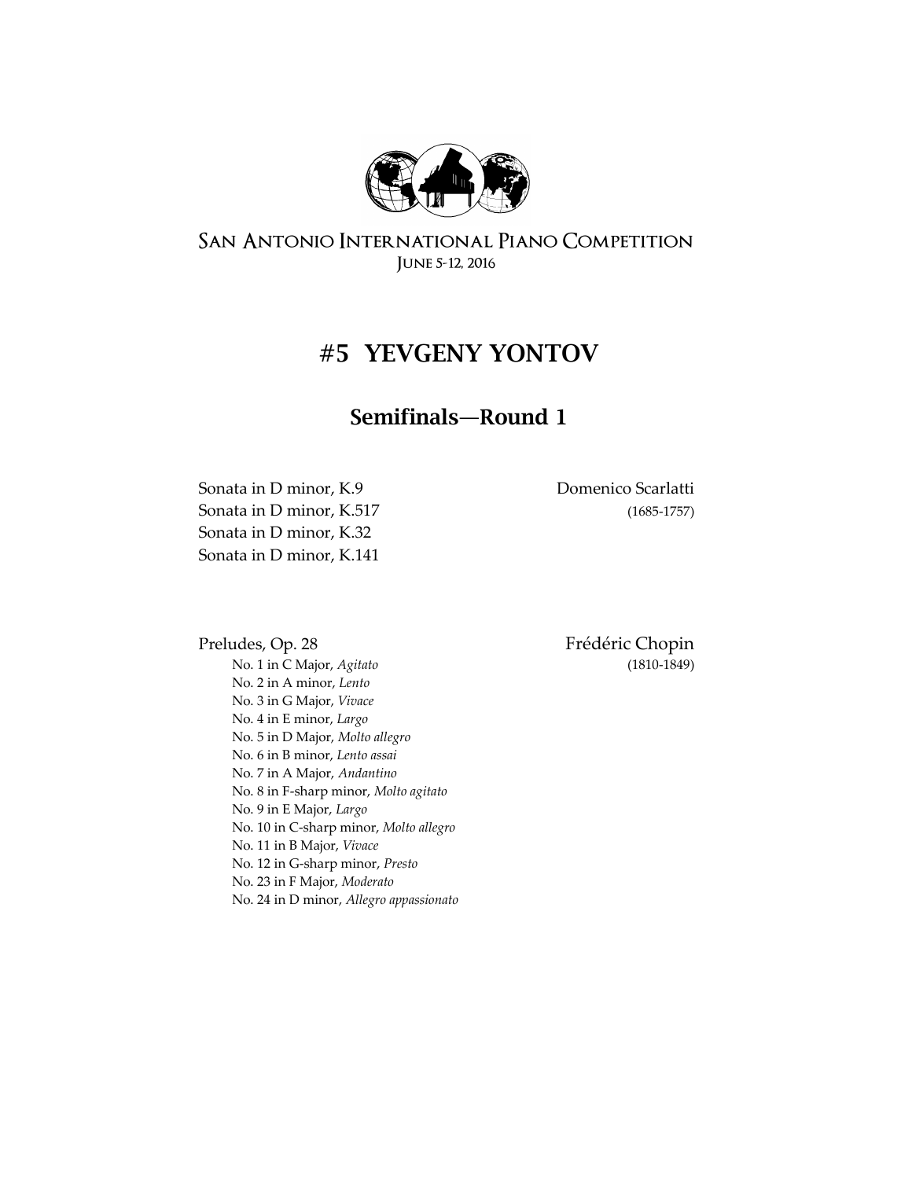San Antonio International Piano Competition

June 5-12, 2016

# #5 YEVGENY YONTOV

## Semifinals—Round 1

Sonata in D minor, K.9 — Domenico Scarlatti (1685-1757)

Sonata in D minor, K.517

Sonata in D minor, K.32

Sonata in D minor, K.141

Preludes, Op. 28 — Frédéric Chopin (1810-1849)

- No. 1 in C Major, *Agitato*
- No. 2 in A minor, *Lento*
- No. 3 in G Major, *Vivace*
- No. 4 in E minor, *Largo*
- No. 5 in D Major, *Molto allegro*
- No. 6 in B minor, *Lento assai*
- No. 7 in A Major, *Andantino*
- No. 8 in F-sharp minor, *Molto agitato*
- No. 9 in E Major, *Largo*
- No. 10 in C-sharp minor, *Molto allegro*
- No. 11 in B Major, *Vivace*
- No. 12 in G-sharp minor, *Presto*
- No. 23 in F Major, *Moderato*
- No. 24 in D minor, *Allegro appassionato*